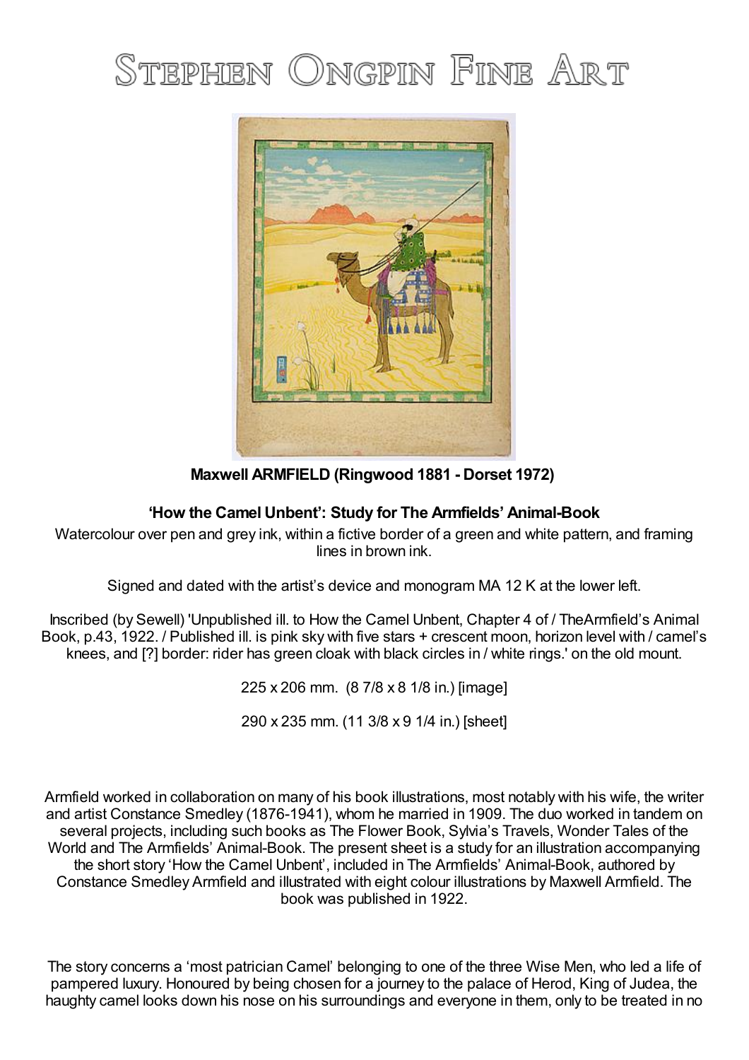# Stephen Ongpin Fine Art

**Maxwell ARMFIELD (Ringwood 1881 - Dorset 1972)**

**'How the Camel Unbent': Study for The Armfields' Animal-Book**

Watercolour over pen and grey ink, within a fictive border of a green and white pattern, and framing lines in brown ink.

Signed and dated with the artist's device and monogram MA 12 K at the lower left.

Inscribed (by Sewell) 'Unpublished ill. to How the Camel Unbent, Chapter 4 of / TheArmfield's Animal Book, p.43, 1922. / Published ill. is pink sky with five stars + crescent moon, horizon level with / camel's knees, and [?] border: rider has green cloak with black circles in / white rings.' on the old mount.

225 x 206 mm. (8 7/8 x 8 1/8 in.) [image]

290 x 235 mm. (11 3/8 x 9 1/4 in.) [sheet]

Armfield worked in collaboration on many of his book illustrations, most notably with his wife, the writer and artist Constance Smedley (1876-1941), whom he married in 1909. The duo worked in tandem on several projects, including such books as The Flower Book, Sylvia's Travels, Wonder Tales of the World and The Armfields' Animal-Book. The present sheet is a study for an illustration accompanying the short story 'How the Camel Unbent', included in The Armfields' Animal-Book, authored by Constance Smedley Armfield and illustrated with eight colour illustrations by Maxwell Armfield. The book was published in 1922.

The story concerns a 'most patrician Camel' belonging to one of the three Wise Men, who led a life of pampered luxury. Honoured by being chosen for a journey to the palace of Herod, King of Judea, the haughty camel looks down his nose on his surroundings and everyone in them, only to be treated in no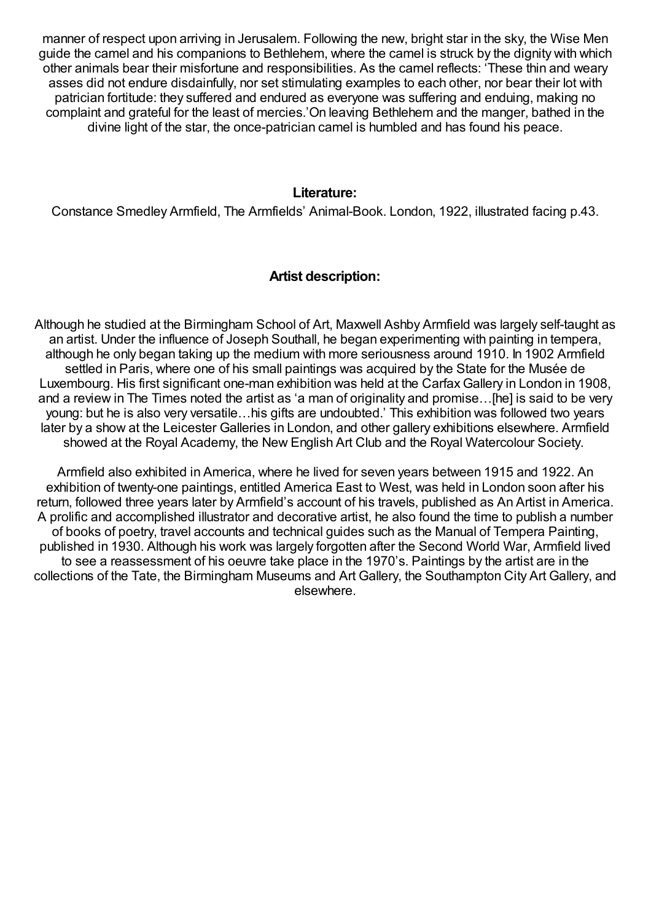manner of respect upon arriving in Jerusalem. Following the new, bright star in the sky, the Wise Men guide the camel and his companions to Bethlehem, where the camel is struck by the dignity with which other animals bear their misfortune and responsibilities. As the camel reflects: 'These thin and weary asses did not endure disdainfully, nor set stimulating examples to each other, nor bear their lot with patrician fortitude: they suffered and endured as everyone was suffering and enduing, making no complaint and grateful for the least of mercies.'On leaving Bethlehem and the manger, bathed in the divine light of the star, the once-patrician camel is humbled and has found his peace.

**Literature:**

Constance Smedley Armfield, The Armfields' Animal-Book. London, 1922, illustrated facing p.43.

**Artist description:**

Although he studied at the Birmingham School of Art, Maxwell Ashby Armfield was largely self-taught as an artist. Under the influence of Joseph Southall, he began experimenting with painting in tempera, although he only began taking up the medium with more seriousness around 1910. In 1902 Armfield settled in Paris, where one of his small paintings was acquired by the State for the Musée de Luxembourg. His first significant one-man exhibition was held at the Carfax Gallery in London in 1908, and a review in The Times noted the artist as 'a man of originality and promise…[he] is said to be very young: but he is also very versatile…his gifts are undoubted.' This exhibition was followed two years later by a show at the Leicester Galleries in London, and other gallery exhibitions elsewhere. Armfield showed at the Royal Academy, the New English Art Club and the Royal Watercolour Society.

Armfield also exhibited in America, where he lived for seven years between 1915 and 1922. An exhibition of twenty-one paintings, entitled America East to West, was held in London soon after his return, followed three years later by Armfield's account of his travels, published as An Artist in America. A prolific and accomplished illustrator and decorative artist, he also found the time to publish a number of books of poetry, travel accounts and technical guides such as the Manual of Tempera Painting, published in 1930. Although his work was largely forgotten after the Second World War, Armfield lived to see a reassessment of his oeuvre take place in the 1970's. Paintings by the artist are in the collections of the Tate, the Birmingham Museums and Art Gallery, the Southampton City Art Gallery, and elsewhere.